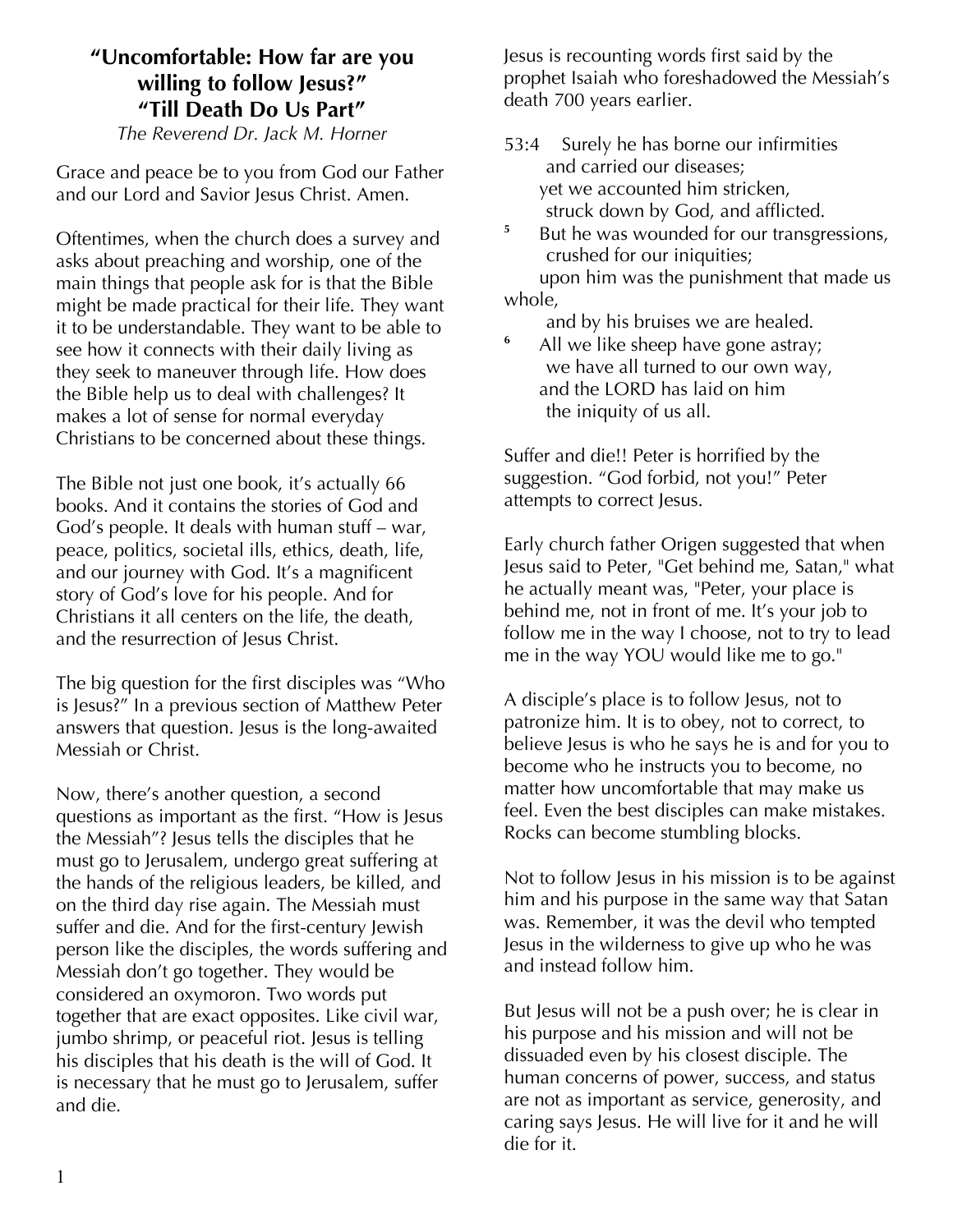# "Uncomfortable: How far are you willing to follow Jesus?"
## "Till Death Do Us Part"

*The Reverend Dr. Jack M. Horner*

Grace and peace be to you from God our Father and our Lord and Savior Jesus Christ. Amen.

Oftentimes, when the church does a survey and asks about preaching and worship, one of the main things that people ask for is that the Bible might be made practical for their life. They want it to be understandable. They want to be able to see how it connects with their daily living as they seek to maneuver through life. How does the Bible help us to deal with challenges? It makes a lot of sense for normal everyday Christians to be concerned about these things.

The Bible not just one book, it's actually 66 books. And it contains the stories of God and God's people. It deals with human stuff – war, peace, politics, societal ills, ethics, death, life, and our journey with God. It's a magnificent story of God's love for his people. And for Christians it all centers on the life, the death, and the resurrection of Jesus Christ.

The big question for the first disciples was "Who is Jesus?" In a previous section of Matthew Peter answers that question. Jesus is the long-awaited Messiah or Christ.

Now, there's another question, a second questions as important as the first. "How is Jesus the Messiah"? Jesus tells the disciples that he must go to Jerusalem, undergo great suffering at the hands of the religious leaders, be killed, and on the third day rise again. The Messiah must suffer and die. And for the first-century Jewish person like the disciples, the words suffering and Messiah don't go together. They would be considered an oxymoron. Two words put together that are exact opposites. Like civil war, jumbo shrimp, or peaceful riot. Jesus is telling his disciples that his death is the will of God. It is necessary that he must go to Jerusalem, suffer and die.

Jesus is recounting words first said by the prophet Isaiah who foreshadowed the Messiah's death 700 years earlier.

53:4 Surely he has borne our infirmities
 and carried our diseases;
 yet we accounted him stricken,
 struck down by God, and afflicted.

[5] But he was wounded for our transgressions,
 crushed for our iniquities;
 upon him was the punishment that made us whole,
 and by his bruises we are healed.

[6] All we like sheep have gone astray;
 we have all turned to our own way,
 and the LORD has laid on him
 the iniquity of us all.

Suffer and die!! Peter is horrified by the suggestion. "God forbid, not you!" Peter attempts to correct Jesus.

Early church father Origen suggested that when Jesus said to Peter, "Get behind me, Satan," what he actually meant was, "Peter, your place is behind me, not in front of me. It's your job to follow me in the way I choose, not to try to lead me in the way YOU would like me to go."

A disciple's place is to follow Jesus, not to patronize him. It is to obey, not to correct, to believe Jesus is who he says he is and for you to become who he instructs you to become, no matter how uncomfortable that may make us feel. Even the best disciples can make mistakes. Rocks can become stumbling blocks.

Not to follow Jesus in his mission is to be against him and his purpose in the same way that Satan was. Remember, it was the devil who tempted Jesus in the wilderness to give up who he was and instead follow him.

But Jesus will not be a push over; he is clear in his purpose and his mission and will not be dissuaded even by his closest disciple. The human concerns of power, success, and status are not as important as service, generosity, and caring says Jesus. He will live for it and he will die for it.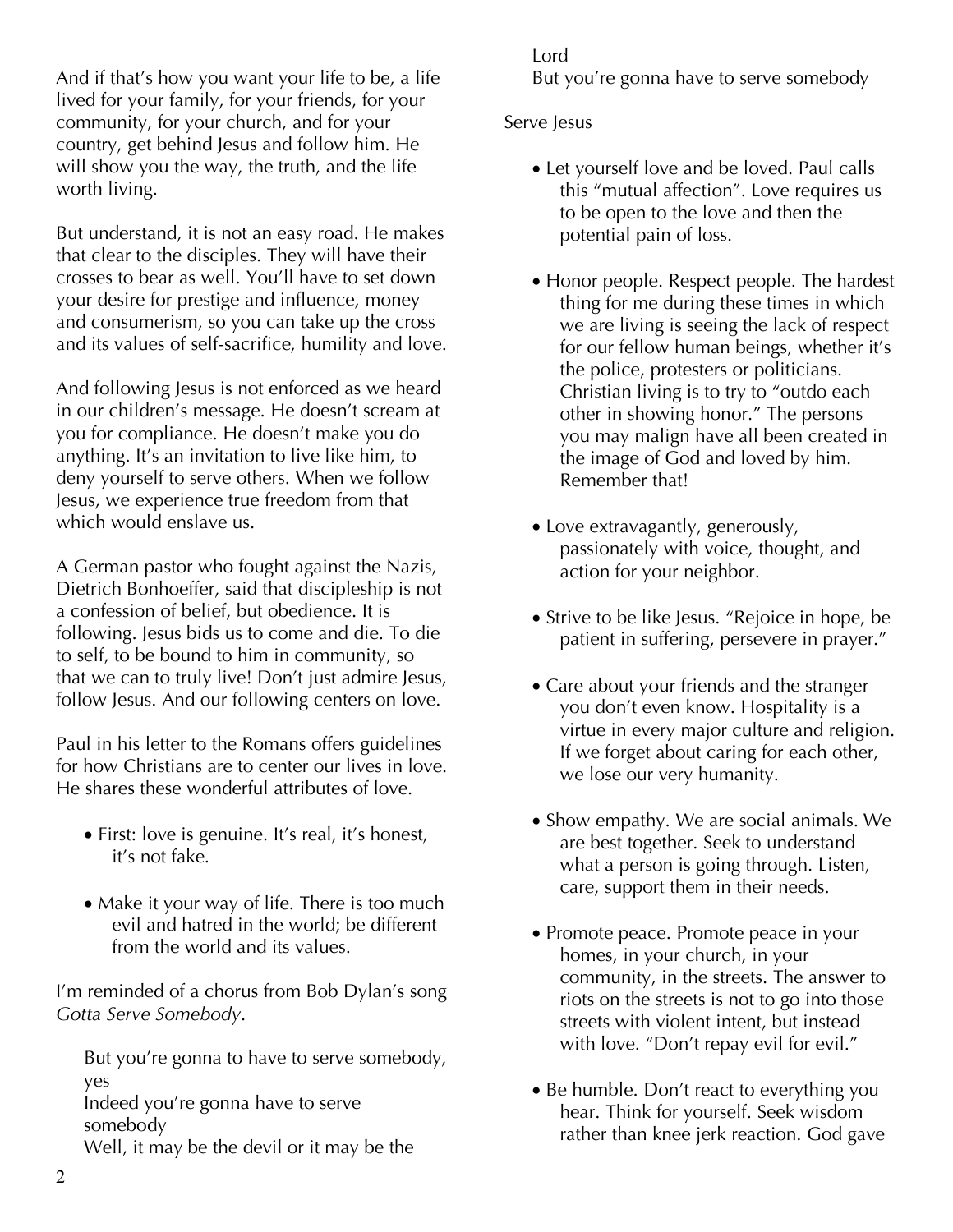And if that's how you want your life to be, a life lived for your family, for your friends, for your community, for your church, and for your country, get behind Jesus and follow him. He will show you the way, the truth, and the life worth living.

But understand, it is not an easy road. He makes that clear to the disciples. They will have their crosses to bear as well. You'll have to set down your desire for prestige and influence, money and consumerism, so you can take up the cross and its values of self-sacrifice, humility and love.

And following Jesus is not enforced as we heard in our children's message. He doesn't scream at you for compliance. He doesn't make you do anything. It's an invitation to live like him, to deny yourself to serve others. When we follow Jesus, we experience true freedom from that which would enslave us.

A German pastor who fought against the Nazis, Dietrich Bonhoeffer, said that discipleship is not a confession of belief, but obedience. It is following. Jesus bids us to come and die. To die to self, to be bound to him in community, so that we can to truly live! Don't just admire Jesus, follow Jesus. And our following centers on love.

Paul in his letter to the Romans offers guidelines for how Christians are to center our lives in love. He shares these wonderful attributes of love.

- First: love is genuine. It's real, it's honest, it's not fake.

- Make it your way of life. There is too much evil and hatred in the world; be different from the world and its values.

I'm reminded of a chorus from Bob Dylan's song *Gotta Serve Somebody*.

> But you're gonna to have to serve somebody, yes
> Indeed you're gonna have to serve somebody
> Well, it may be the devil or it may be the Lord
> But you're gonna have to serve somebody

Serve Jesus

- Let yourself love and be loved. Paul calls this "mutual affection". Love requires us to be open to the love and then the potential pain of loss.

- Honor people. Respect people. The hardest thing for me during these times in which we are living is seeing the lack of respect for our fellow human beings, whether it's the police, protesters or politicians. Christian living is to try to "outdo each other in showing honor." The persons you may malign have all been created in the image of God and loved by him. Remember that!

- Love extravagantly, generously, passionately with voice, thought, and action for your neighbor.

- Strive to be like Jesus. "Rejoice in hope, be patient in suffering, persevere in prayer."

- Care about your friends and the stranger you don't even know. Hospitality is a virtue in every major culture and religion. If we forget about caring for each other, we lose our very humanity.

- Show empathy. We are social animals. We are best together. Seek to understand what a person is going through. Listen, care, support them in their needs.

- Promote peace. Promote peace in your homes, in your church, in your community, in the streets. The answer to riots on the streets is not to go into those streets with violent intent, but instead with love. "Don't repay evil for evil."

- Be humble. Don't react to everything you hear. Think for yourself. Seek wisdom rather than knee jerk reaction. God gave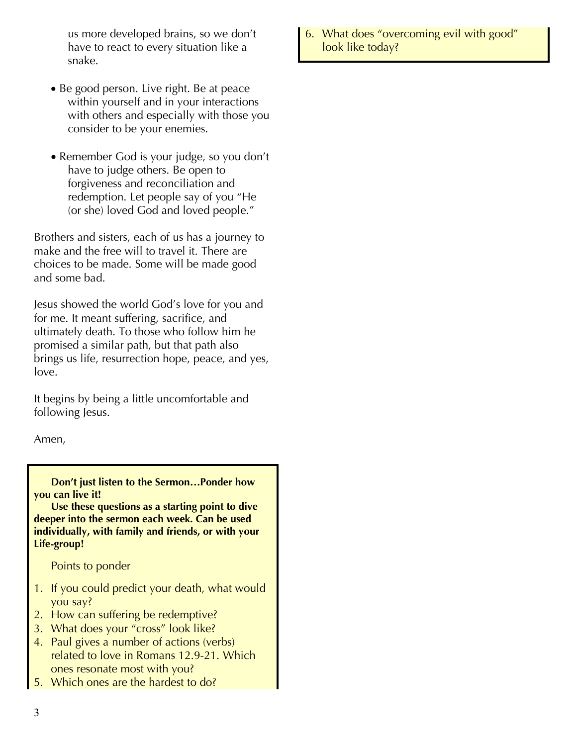us more developed brains, so we don't have to react to every situation like a snake.

- Be good person. Live right. Be at peace within yourself and in your interactions with others and especially with those you consider to be your enemies.

- Remember God is your judge, so you don't have to judge others. Be open to forgiveness and reconciliation and redemption. Let people say of you "He (or she) loved God and loved people."

Brothers and sisters, each of us has a journey to make and the free will to travel it. There are choices to be made. Some will be made good and some bad.

Jesus showed the world God's love for you and for me. It meant suffering, sacrifice, and ultimately death. To those who follow him he promised a similar path, but that path also brings us life, resurrection hope, peace, and yes, love.

It begins by being a little uncomfortable and following Jesus.

Amen,

**Don't just listen to the Sermon…Ponder how you can live it!**

**Use these questions as a starting point to dive deeper into the sermon each week. Can be used individually, with family and friends, or with your Life-group!**

Points to ponder

1. If you could predict your death, what would you say?
2. How can suffering be redemptive?
3. What does your "cross" look like?
4. Paul gives a number of actions (verbs) related to love in Romans 12.9-21. Which ones resonate most with you?
5. Which ones are the hardest to do?
6. What does "overcoming evil with good" look like today?